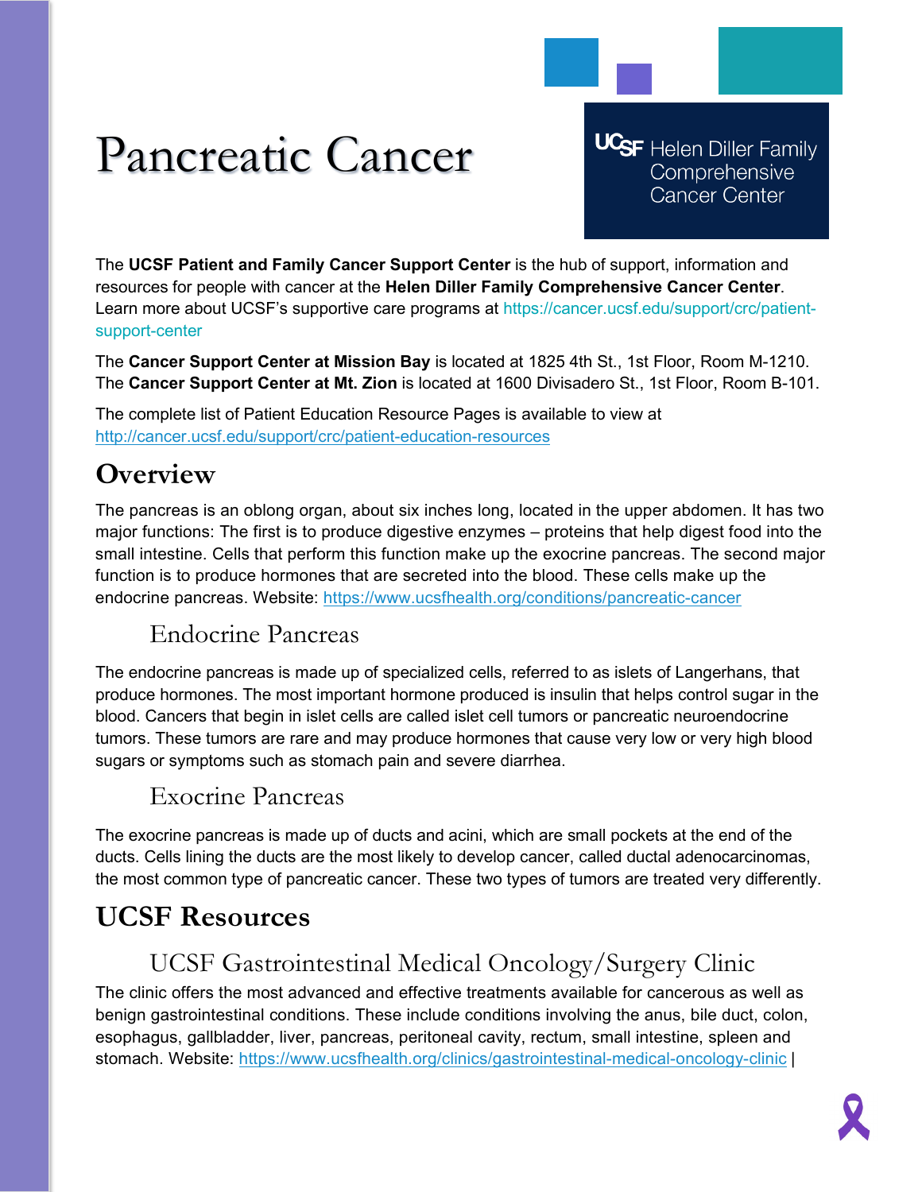# Pancreatic Cancer

UCSF Helen Diller Family Comprehensive Cancer Center

The **UCSF Patient and Family Cancer Support Center** is the hub of support, information and resources for people with cancer at the **Helen Diller Family Comprehensive Cancer Center**. Learn more about UCSF's supportive care programs at https://cancer.ucsf.edu/support/crc/patient-support-center

The **Cancer Support Center at Mission Bay** is located at 1825 4th St., 1st Floor, Room M-1210. The **Cancer Support Center at Mt. Zion** is located at 1600 Divisadero St., 1st Floor, Room B-101.

The complete list of Patient Education Resource Pages is available to view at http://cancer.ucsf.edu/support/crc/patient-education-resources

## Overview

The pancreas is an oblong organ, about six inches long, located in the upper abdomen. It has two major functions: The first is to produce digestive enzymes – proteins that help digest food into the small intestine. Cells that perform this function make up the exocrine pancreas. The second major function is to produce hormones that are secreted into the blood. These cells make up the endocrine pancreas. Website: https://www.ucsfhealth.org/conditions/pancreatic-cancer

### Endocrine Pancreas

The endocrine pancreas is made up of specialized cells, referred to as islets of Langerhans, that produce hormones. The most important hormone produced is insulin that helps control sugar in the blood. Cancers that begin in islet cells are called islet cell tumors or pancreatic neuroendocrine tumors. These tumors are rare and may produce hormones that cause very low or very high blood sugars or symptoms such as stomach pain and severe diarrhea.

### Exocrine Pancreas

The exocrine pancreas is made up of ducts and acini, which are small pockets at the end of the ducts. Cells lining the ducts are the most likely to develop cancer, called ductal adenocarcinomas, the most common type of pancreatic cancer. These two types of tumors are treated very differently.

## UCSF Resources

### UCSF Gastrointestinal Medical Oncology/Surgery Clinic

The clinic offers the most advanced and effective treatments available for cancerous as well as benign gastrointestinal conditions. These include conditions involving the anus, bile duct, colon, esophagus, gallbladder, liver, pancreas, peritoneal cavity, rectum, small intestine, spleen and stomach. Website: https://www.ucsfhealth.org/clinics/gastrointestinal-medical-oncology-clinic |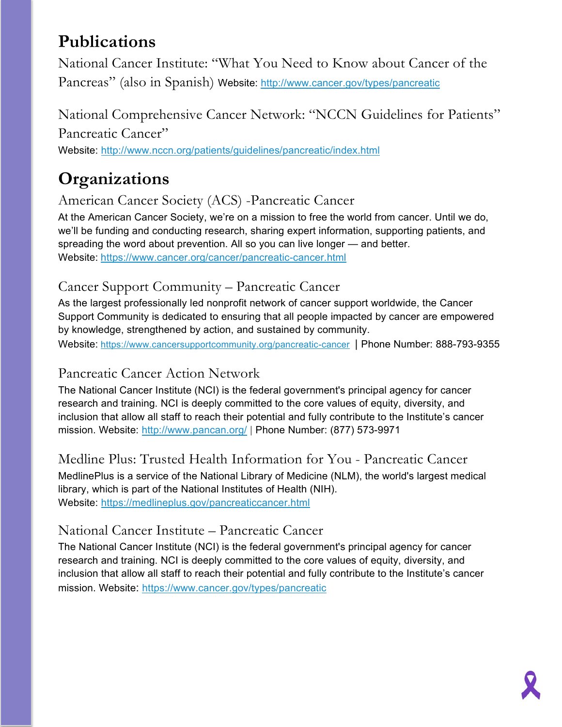## Publications

National Cancer Institute: "What You Need to Know about Cancer of the Pancreas" (also in Spanish) Website: http://www.cancer.gov/types/pancreatic

National Comprehensive Cancer Network: "NCCN Guidelines for Patients" Pancreatic Cancer"
Website: http://www.nccn.org/patients/guidelines/pancreatic/index.html

## Organizations

### American Cancer Society (ACS) -Pancreatic Cancer

At the American Cancer Society, we're on a mission to free the world from cancer. Until we do, we'll be funding and conducting research, sharing expert information, supporting patients, and spreading the word about prevention. All so you can live longer — and better.
Website: https://www.cancer.org/cancer/pancreatic-cancer.html

### Cancer Support Community – Pancreatic Cancer

As the largest professionally led nonprofit network of cancer support worldwide, the Cancer Support Community is dedicated to ensuring that all people impacted by cancer are empowered by knowledge, strengthened by action, and sustained by community.
Website: https://www.cancersupportcommunity.org/pancreatic-cancer | Phone Number: 888-793-9355

### Pancreatic Cancer Action Network

The National Cancer Institute (NCI) is the federal government's principal agency for cancer research and training. NCI is deeply committed to the core values of equity, diversity, and inclusion that allow all staff to reach their potential and fully contribute to the Institute's cancer mission. Website: http://www.pancan.org/ | Phone Number: (877) 573-9971

### Medline Plus: Trusted Health Information for You - Pancreatic Cancer

MedlinePlus is a service of the National Library of Medicine (NLM), the world's largest medical library, which is part of the National Institutes of Health (NIH).
Website: https://medlineplus.gov/pancreaticcancer.html

### National Cancer Institute – Pancreatic Cancer

The National Cancer Institute (NCI) is the federal government's principal agency for cancer research and training. NCI is deeply committed to the core values of equity, diversity, and inclusion that allow all staff to reach their potential and fully contribute to the Institute's cancer mission. Website: https://www.cancer.gov/types/pancreatic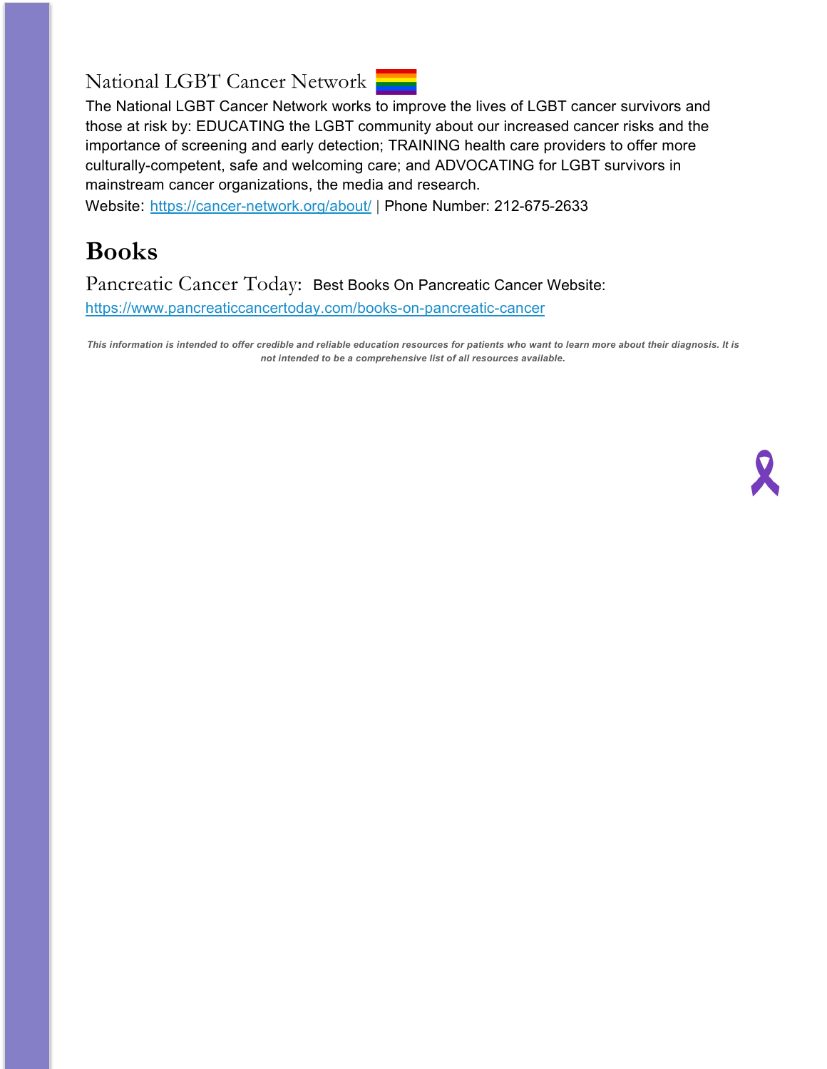### National LGBT Cancer Network

The National LGBT Cancer Network works to improve the lives of LGBT cancer survivors and those at risk by: EDUCATING the LGBT community about our increased cancer risks and the importance of screening and early detection; TRAINING health care providers to offer more culturally-competent, safe and welcoming care; and ADVOCATING for LGBT survivors in mainstream cancer organizations, the media and research.

Website: https://cancer-network.org/about/ | Phone Number: 212-675-2633

## Books

Pancreatic Cancer Today: Best Books On Pancreatic Cancer Website: https://www.pancreaticcancertoday.com/books-on-pancreatic-cancer

***This information is intended to offer credible and reliable education resources for patients who want to learn more about their diagnosis. It is not intended to be a comprehensive list of all resources available.***